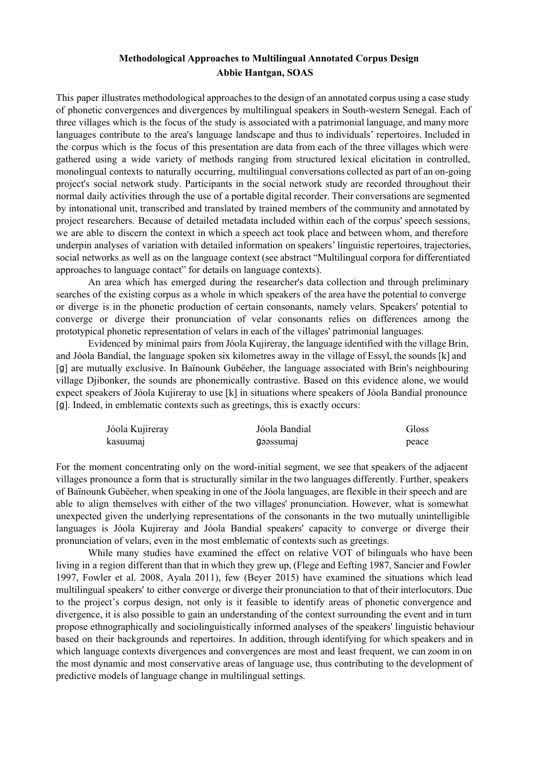**Methodological Approaches to Multilingual Annotated Corpus Design**
**Abbie Hantgan, SOAS**

This paper illustrates methodological approaches to the design of an annotated corpus using a case study of phonetic convergences and divergences by multilingual speakers in South-western Senegal. Each of three villages which is the focus of the study is associated with a patrimonial language, and many more languages contribute to the area's language landscape and thus to individuals' repertoires. Included in the corpus which is the focus of this presentation are data from each of the three villages which were gathered using a wide variety of methods ranging from structured lexical elicitation in controlled, monolingual contexts to naturally occurring, multilingual conversations collected as part of an on-going project's social network study. Participants in the social network study are recorded throughout their normal daily activities through the use of a portable digital recorder. Their conversations are segmented by intonational unit, transcribed and translated by trained members of the community and annotated by project researchers. Because of detailed metadata included within each of the corpus' speech sessions, we are able to discern the context in which a speech act took place and between whom, and therefore underpin analyses of variation with detailed information on speakers' linguistic repertoires, trajectories, social networks as well as on the language context (see abstract "Multilingual corpora for differentiated approaches to language contact" for details on language contexts).

An area which has emerged during the researcher's data collection and through preliminary searches of the existing corpus as a whole in which speakers of the area have the potential to converge or diverge is in the phonetic production of certain consonants, namely velars. Speakers' potential to converge or diverge their pronunciation of velar consonants relies on differences among the prototypical phonetic representation of velars in each of the villages' patrimonial languages.

Evidenced by minimal pairs from Jóola Kujireray, the language identified with the village Brin, and Jóola Bandial, the language spoken six kilometres away in the village of Essyl, the sounds [k] and [ɡ] are mutually exclusive. In Baïnounk Gubëeher, the language associated with Brin's neighbouring village Djibonker, the sounds are phonemically contrastive. Based on this evidence alone, we would expect speakers of Jóola Kujireray to use [k] in situations where speakers of Jóola Bandial pronounce [ɡ]. Indeed, in emblematic contexts such as greetings, this is exactly occurs:

| Jóola Kujireray | Jóola Bandial | Gloss |
|---|---|---|
| kasuumaj | ɡəəssumaj | peace |

For the moment concentrating only on the word-initial segment, we see that speakers of the adjacent villages pronounce a form that is structurally similar in the two languages differently. Further, speakers of Baïnounk Gubëeher, when speaking in one of the Jóola languages, are flexible in their speech and are able to align themselves with either of the two villages' pronunciation. However, what is somewhat unexpected given the underlying representations of the consonants in the two mutually unintelligible languages is Jóola Kujireray and Jóola Bandial speakers' capacity to converge or diverge their pronunciation of velars, even in the most emblematic of contexts such as greetings.

While many studies have examined the effect on relative VOT of bilinguals who have been living in a region different than that in which they grew up, (Flege and Eefting 1987, Sancier and Fowler 1997, Fowler et al. 2008, Ayala 2011), few (Beyer 2015) have examined the situations which lead multilingual speakers' to either converge or diverge their pronunciation to that of their interlocutors. Due to the project's corpus design, not only is it feasible to identify areas of phonetic convergence and divergence, it is also possible to gain an understanding of the context surrounding the event and in turn propose ethnographically and sociolinguistically informed analyses of the speakers' linguistic behaviour based on their backgrounds and repertoires. In addition, through identifying for which speakers and in which language contexts divergences and convergences are most and least frequent, we can zoom in on the most dynamic and most conservative areas of language use, thus contributing to the development of predictive models of language change in multilingual settings.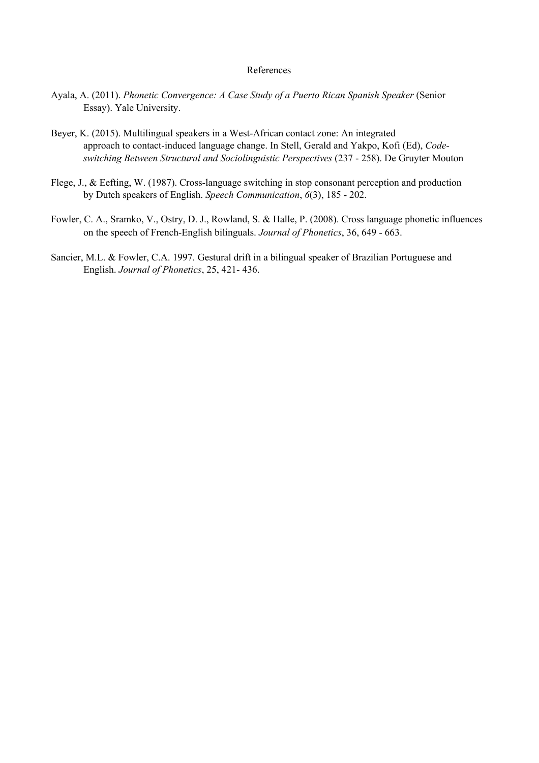# References

Ayala, A. (2011). *Phonetic Convergence: A Case Study of a Puerto Rican Spanish Speaker* (Senior Essay). Yale University.

Beyer, K. (2015). Multilingual speakers in a West-African contact zone: An integrated approach to contact-induced language change. In Stell, Gerald and Yakpo, Kofi (Ed), *Code-switching Between Structural and Sociolinguistic Perspectives* (237 - 258). De Gruyter Mouton

Flege, J., & Eefting, W. (1987). Cross-language switching in stop consonant perception and production by Dutch speakers of English. *Speech Communication*, *6*(3), 185 - 202.

Fowler, C. A., Sramko, V., Ostry, D. J., Rowland, S. & Halle, P. (2008). Cross language phonetic influences on the speech of French-English bilinguals. *Journal of Phonetics*, 36, 649 - 663.

Sancier, M.L. & Fowler, C.A. 1997. Gestural drift in a bilingual speaker of Brazilian Portuguese and English. *Journal of Phonetics*, 25, 421- 436.